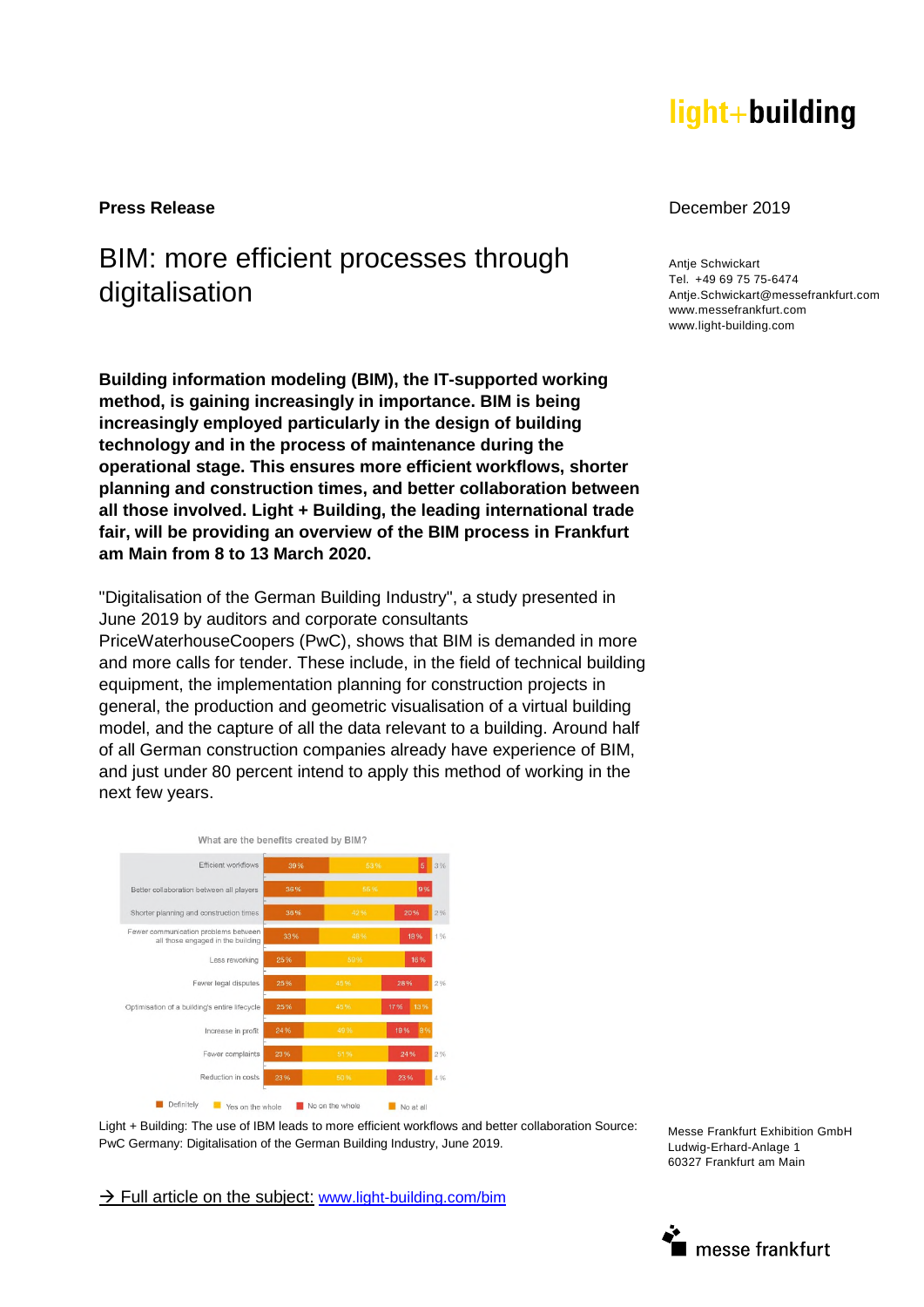**light+building**

**Press Release**

December 2019

# BIM: more efficient processes through digitalisation

Antje Schwickart
Tel. +49 69 75 75-6474
Antje.Schwickart@messefrankfurt.com
www.messefrankfurt.com
www.light-building.com

**Building information modeling (BIM), the IT-supported working method, is gaining increasingly in importance. BIM is being increasingly employed particularly in the design of building technology and in the process of maintenance during the operational stage. This ensures more efficient workflows, shorter planning and construction times, and better collaboration between all those involved. Light + Building, the leading international trade fair, will be providing an overview of the BIM process in Frankfurt am Main from 8 to 13 March 2020.**

"Digitalisation of the German Building Industry", a study presented in June 2019 by auditors and corporate consultants PriceWaterhouseCoopers (PwC), shows that BIM is demanded in more and more calls for tender. These include, in the field of technical building equipment, the implementation planning for construction projects in general, the production and geometric visualisation of a virtual building model, and the capture of all the data relevant to a building. Around half of all German construction companies already have experience of BIM, and just under 80 percent intend to apply this method of working in the next few years.

What are the benefits created by BIM?

| | Definitely | Yes on the whole | No on the whole | No at all |
|---|---|---|---|---|
| Efficient workflows | 39 % | 53 % | 5 | 3 % |
| Better collaboration between all players | 36 % | 55 % | 9 % | |
| Shorter planning and construction times | 36 % | 42 % | 20 % | 2 % |
| Fewer communication problems between all those engaged in the building | 33 % | 48 % | 18 % | 1 % |
| Less reworking | 25 % | 59 % | 16 % | |
| Fewer legal disputes | 25 % | 45 % | 28 % | 2 % |
| Optimisation of a building's entire lifecycle | 25 % | 45 % | 17 % | 13 % |
| Increase in profit | 24 % | 49 % | 19 % | 8 % |
| Fewer complaints | 23 % | 51 % | 24 % | 2 % |
| Reduction in costs | 23 % | 50 % | 23 % | 4 % |

Light + Building: The use of IBM leads to more efficient workflows and better collaboration Source: PwC Germany: Digitalisation of the German Building Industry, June 2019.

→ Full article on the subject: www.light-building.com/bim

Messe Frankfurt Exhibition GmbH
Ludwig-Erhard-Anlage 1
60327 Frankfurt am Main

messe frankfurt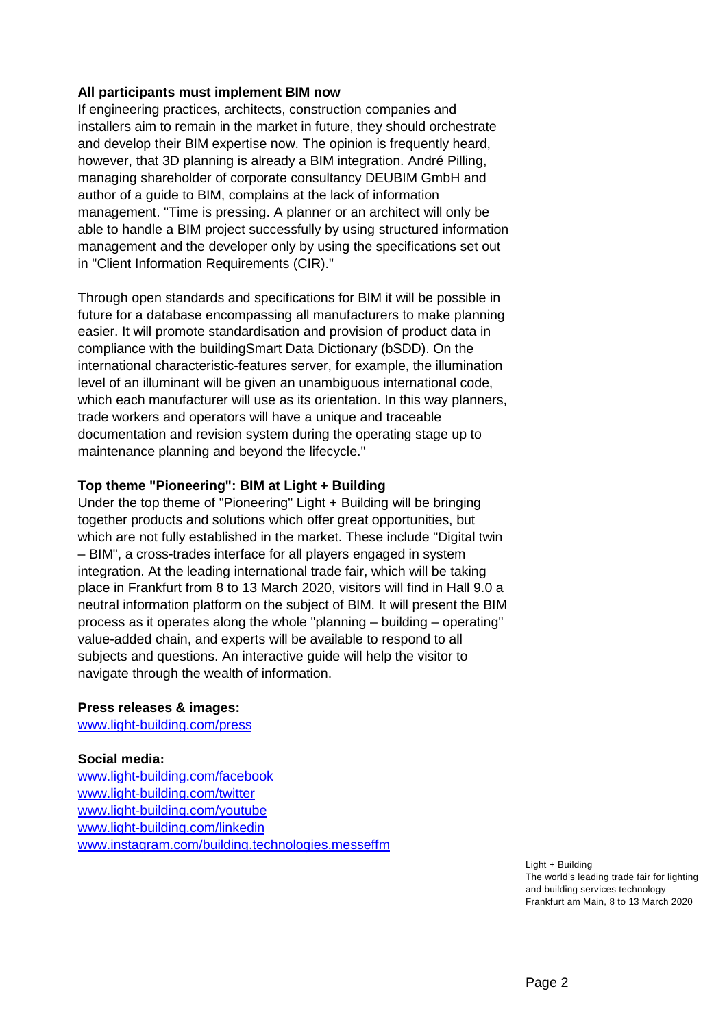**All participants must implement BIM now**

If engineering practices, architects, construction companies and installers aim to remain in the market in future, they should orchestrate and develop their BIM expertise now. The opinion is frequently heard, however, that 3D planning is already a BIM integration. André Pilling, managing shareholder of corporate consultancy DEUBIM GmbH and author of a guide to BIM, complains at the lack of information management. "Time is pressing. A planner or an architect will only be able to handle a BIM project successfully by using structured information management and the developer only by using the specifications set out in "Client Information Requirements (CIR)."

Through open standards and specifications for BIM it will be possible in future for a database encompassing all manufacturers to make planning easier. It will promote standardisation and provision of product data in compliance with the buildingSmart Data Dictionary (bSDD). On the international characteristic-features server, for example, the illumination level of an illuminant will be given an unambiguous international code, which each manufacturer will use as its orientation. In this way planners, trade workers and operators will have a unique and traceable documentation and revision system during the operating stage up to maintenance planning and beyond the lifecycle."

**Top theme "Pioneering": BIM at Light + Building**

Under the top theme of "Pioneering" Light + Building will be bringing together products and solutions which offer great opportunities, but which are not fully established in the market. These include "Digital twin – BIM", a cross-trades interface for all players engaged in system integration. At the leading international trade fair, which will be taking place in Frankfurt from 8 to 13 March 2020, visitors will find in Hall 9.0 a neutral information platform on the subject of BIM. It will present the BIM process as it operates along the whole "planning – building – operating" value-added chain, and experts will be available to respond to all subjects and questions. An interactive guide will help the visitor to navigate through the wealth of information.

**Press releases & images:**
www.light-building.com/press

**Social media:**
www.light-building.com/facebook
www.light-building.com/twitter
www.light-building.com/youtube
www.light-building.com/linkedin
www.instagram.com/building.technologies.messeffm

Light + Building
The world's leading trade fair for lighting and building services technology
Frankfurt am Main, 8 to 13 March 2020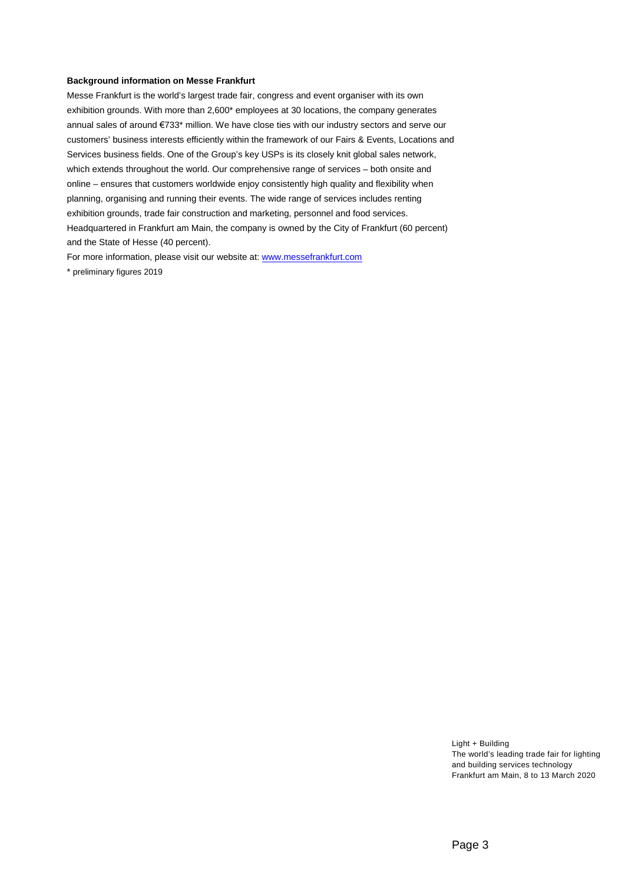**Background information on Messe Frankfurt**

Messe Frankfurt is the world's largest trade fair, congress and event organiser with its own exhibition grounds. With more than 2,600* employees at 30 locations, the company generates annual sales of around €733* million. We have close ties with our industry sectors and serve our customers' business interests efficiently within the framework of our Fairs & Events, Locations and Services business fields. One of the Group's key USPs is its closely knit global sales network, which extends throughout the world. Our comprehensive range of services – both onsite and online – ensures that customers worldwide enjoy consistently high quality and flexibility when planning, organising and running their events. The wide range of services includes renting exhibition grounds, trade fair construction and marketing, personnel and food services. Headquartered in Frankfurt am Main, the company is owned by the City of Frankfurt (60 percent) and the State of Hesse (40 percent).

For more information, please visit our website at: www.messefrankfurt.com

* preliminary figures 2019

Light + Building
The world's leading trade fair for lighting and building services technology
Frankfurt am Main, 8 to 13 March 2020